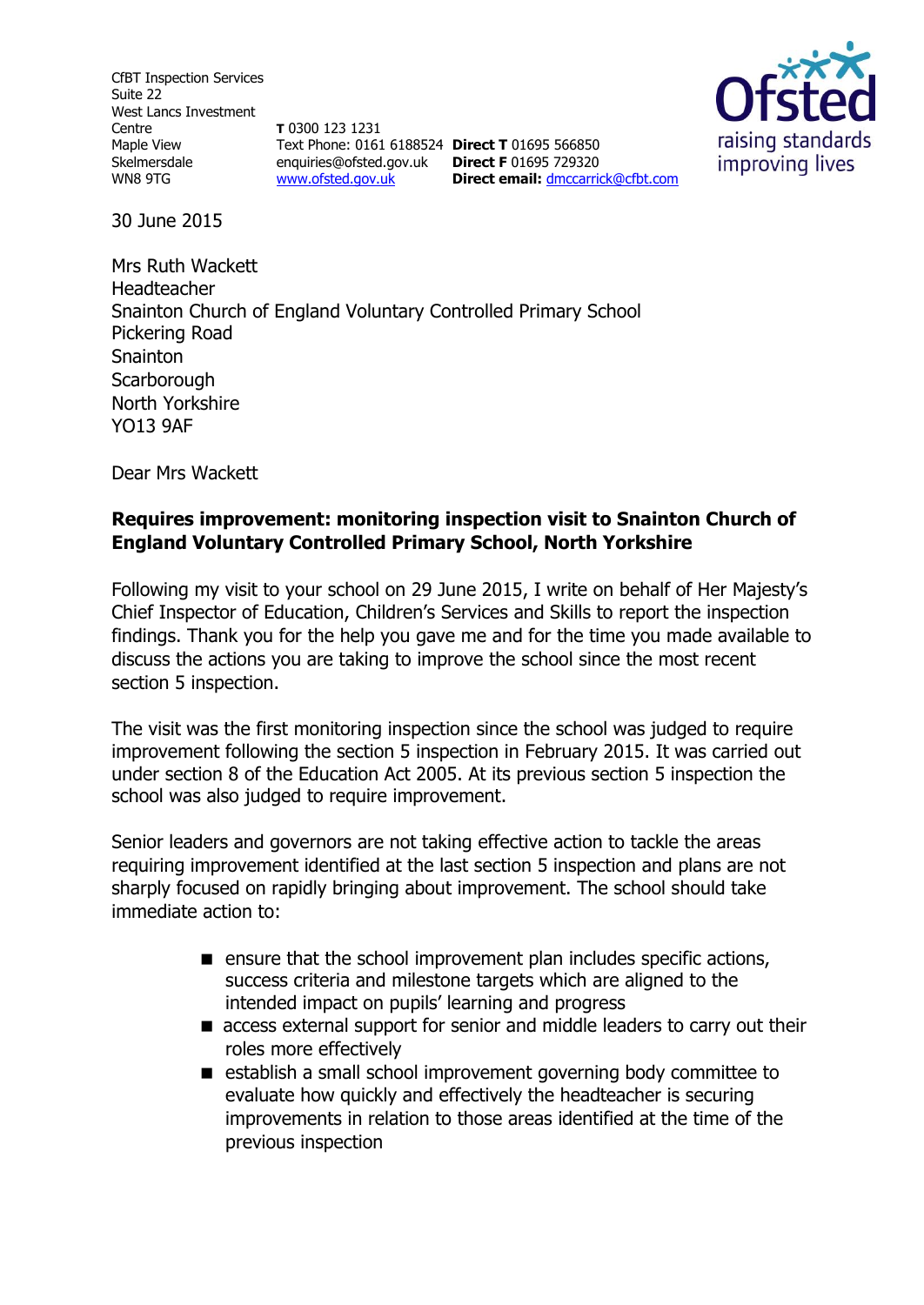CfBT Inspection Services
Suite 22
West Lancs Investment Centre
Maple View
Skelmersdale
WN8 9TG

**T** 0300 123 1231
Text Phone: 0161 6188524
enquiries@ofsted.gov.uk
www.ofsted.gov.uk

**Direct T** 01695 566850
**Direct F** 01695 729320
**Direct email:** dmccarrick@cfbt.com

Ofsted
raising standards
improving lives

30 June 2015

Mrs Ruth Wackett
Headteacher
Snainton Church of England Voluntary Controlled Primary School
Pickering Road
Snainton
Scarborough
North Yorkshire
YO13 9AF

Dear Mrs Wackett

**Requires improvement: monitoring inspection visit to Snainton Church of England Voluntary Controlled Primary School, North Yorkshire**

Following my visit to your school on 29 June 2015, I write on behalf of Her Majesty's Chief Inspector of Education, Children's Services and Skills to report the inspection findings. Thank you for the help you gave me and for the time you made available to discuss the actions you are taking to improve the school since the most recent section 5 inspection.

The visit was the first monitoring inspection since the school was judged to require improvement following the section 5 inspection in February 2015. It was carried out under section 8 of the Education Act 2005. At its previous section 5 inspection the school was also judged to require improvement.

Senior leaders and governors are not taking effective action to tackle the areas requiring improvement identified at the last section 5 inspection and plans are not sharply focused on rapidly bringing about improvement. The school should take immediate action to:

- ensure that the school improvement plan includes specific actions, success criteria and milestone targets which are aligned to the intended impact on pupils' learning and progress
- access external support for senior and middle leaders to carry out their roles more effectively
- establish a small school improvement governing body committee to evaluate how quickly and effectively the headteacher is securing improvements in relation to those areas identified at the time of the previous inspection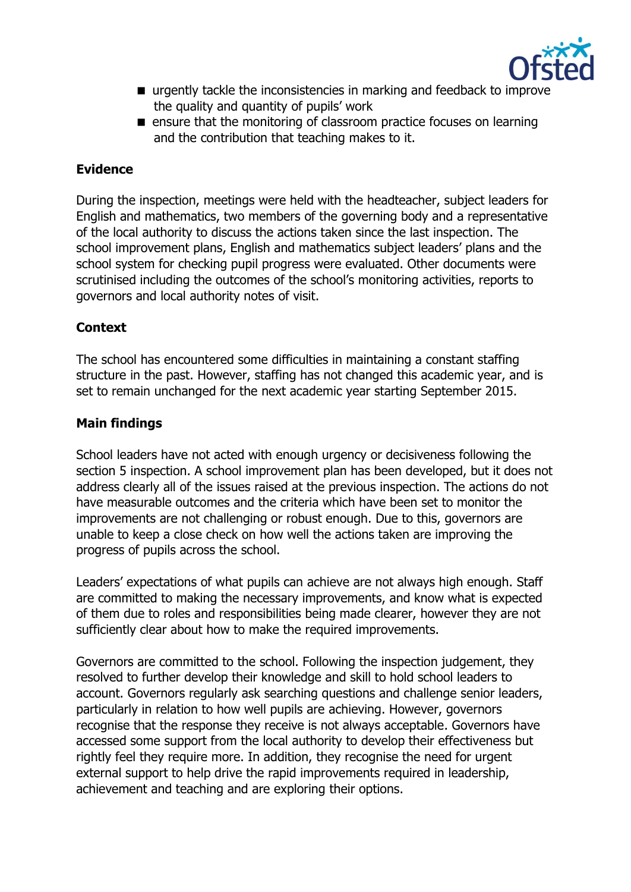- urgently tackle the inconsistencies in marking and feedback to improve the quality and quantity of pupils' work
- ensure that the monitoring of classroom practice focuses on learning and the contribution that teaching makes to it.

**Evidence**

During the inspection, meetings were held with the headteacher, subject leaders for English and mathematics, two members of the governing body and a representative of the local authority to discuss the actions taken since the last inspection. The school improvement plans, English and mathematics subject leaders' plans and the school system for checking pupil progress were evaluated. Other documents were scrutinised including the outcomes of the school's monitoring activities, reports to governors and local authority notes of visit.

**Context**

The school has encountered some difficulties in maintaining a constant staffing structure in the past. However, staffing has not changed this academic year, and is set to remain unchanged for the next academic year starting September 2015.

**Main findings**

School leaders have not acted with enough urgency or decisiveness following the section 5 inspection. A school improvement plan has been developed, but it does not address clearly all of the issues raised at the previous inspection. The actions do not have measurable outcomes and the criteria which have been set to monitor the improvements are not challenging or robust enough. Due to this, governors are unable to keep a close check on how well the actions taken are improving the progress of pupils across the school.

Leaders' expectations of what pupils can achieve are not always high enough. Staff are committed to making the necessary improvements, and know what is expected of them due to roles and responsibilities being made clearer, however they are not sufficiently clear about how to make the required improvements.

Governors are committed to the school. Following the inspection judgement, they resolved to further develop their knowledge and skill to hold school leaders to account. Governors regularly ask searching questions and challenge senior leaders, particularly in relation to how well pupils are achieving. However, governors recognise that the response they receive is not always acceptable. Governors have accessed some support from the local authority to develop their effectiveness but rightly feel they require more. In addition, they recognise the need for urgent external support to help drive the rapid improvements required in leadership, achievement and teaching and are exploring their options.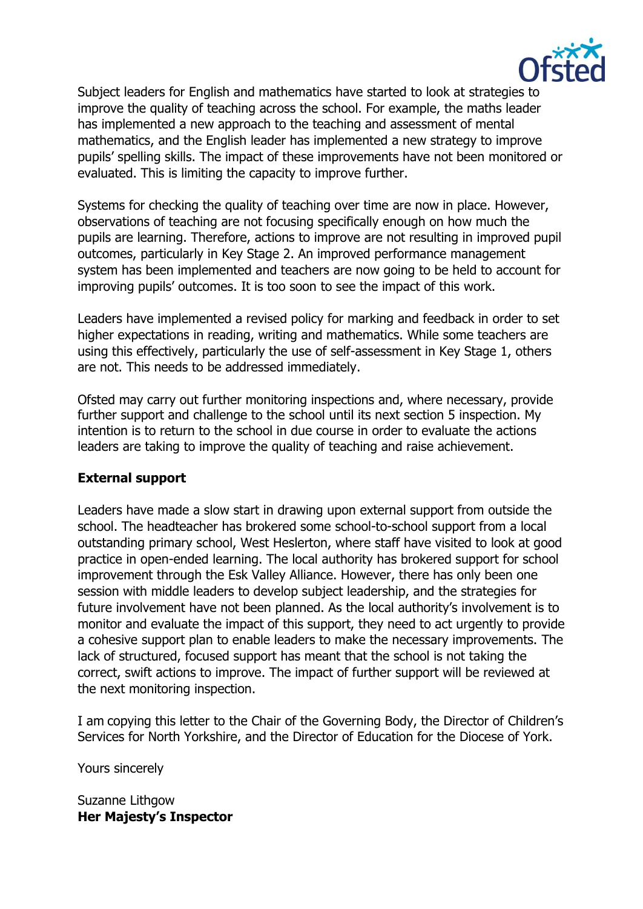Subject leaders for English and mathematics have started to look at strategies to improve the quality of teaching across the school. For example, the maths leader has implemented a new approach to the teaching and assessment of mental mathematics, and the English leader has implemented a new strategy to improve pupils' spelling skills. The impact of these improvements have not been monitored or evaluated. This is limiting the capacity to improve further.

Systems for checking the quality of teaching over time are now in place. However, observations of teaching are not focusing specifically enough on how much the pupils are learning. Therefore, actions to improve are not resulting in improved pupil outcomes, particularly in Key Stage 2. An improved performance management system has been implemented and teachers are now going to be held to account for improving pupils' outcomes. It is too soon to see the impact of this work.

Leaders have implemented a revised policy for marking and feedback in order to set higher expectations in reading, writing and mathematics. While some teachers are using this effectively, particularly the use of self-assessment in Key Stage 1, others are not. This needs to be addressed immediately.

Ofsted may carry out further monitoring inspections and, where necessary, provide further support and challenge to the school until its next section 5 inspection. My intention is to return to the school in due course in order to evaluate the actions leaders are taking to improve the quality of teaching and raise achievement.

**External support**

Leaders have made a slow start in drawing upon external support from outside the school. The headteacher has brokered some school-to-school support from a local outstanding primary school, West Heslerton, where staff have visited to look at good practice in open-ended learning. The local authority has brokered support for school improvement through the Esk Valley Alliance. However, there has only been one session with middle leaders to develop subject leadership, and the strategies for future involvement have not been planned. As the local authority's involvement is to monitor and evaluate the impact of this support, they need to act urgently to provide a cohesive support plan to enable leaders to make the necessary improvements. The lack of structured, focused support has meant that the school is not taking the correct, swift actions to improve. The impact of further support will be reviewed at the next monitoring inspection.

I am copying this letter to the Chair of the Governing Body, the Director of Children's Services for North Yorkshire, and the Director of Education for the Diocese of York.

Yours sincerely

Suzanne Lithgow
**Her Majesty's Inspector**